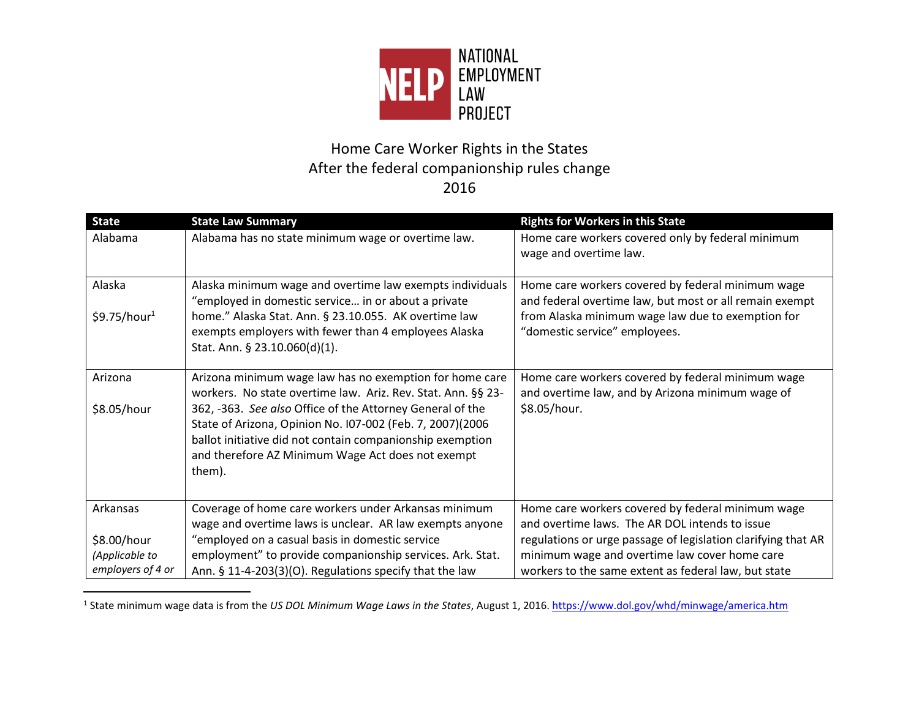NATIONAL EMPLOYMENT LAW PROJECT

# Home Care Worker Rights in the States
## After the federal companionship rules change
## 2016

| State | State Law Summary | Rights for Workers in this State |
|---|---|---|
| Alabama | Alabama has no state minimum wage or overtime law. | Home care workers covered only by federal minimum wage and overtime law. |
| Alaska<br><br>$9.75/hour[1] | Alaska minimum wage and overtime law exempts individuals "employed in domestic service… in or about a private home." Alaska Stat. Ann. § 23.10.055. AK overtime law exempts employers with fewer than 4 employees Alaska Stat. Ann. § 23.10.060(d)(1). | Home care workers covered by federal minimum wage and federal overtime law, but most or all remain exempt from Alaska minimum wage law due to exemption for "domestic service" employees. |
| Arizona<br><br>$8.05/hour | Arizona minimum wage law has no exemption for home care workers. No state overtime law. Ariz. Rev. Stat. Ann. §§ 23-362, -363. *See also* Office of the Attorney General of the State of Arizona, Opinion No. I07-002 (Feb. 7, 2007)(2006 ballot initiative did not contain companionship exemption and therefore AZ Minimum Wage Act does not exempt them). | Home care workers covered by federal minimum wage and overtime law, and by Arizona minimum wage of $8.05/hour. |
| Arkansas<br><br>$8.00/hour<br>*(Applicable to employers of 4 or* | Coverage of home care workers under Arkansas minimum wage and overtime laws is unclear. AR law exempts anyone "employed on a casual basis in domestic service employment" to provide companionship services. Ark. Stat. Ann. § 11-4-203(3)(O). Regulations specify that the law | Home care workers covered by federal minimum wage and overtime laws. The AR DOL intends to issue regulations or urge passage of legislation clarifying that AR minimum wage and overtime law cover home care workers to the same extent as federal law, but state |

[1] State minimum wage data is from the *US DOL Minimum Wage Laws in the States*, August 1, 2016. https://www.dol.gov/whd/minwage/america.htm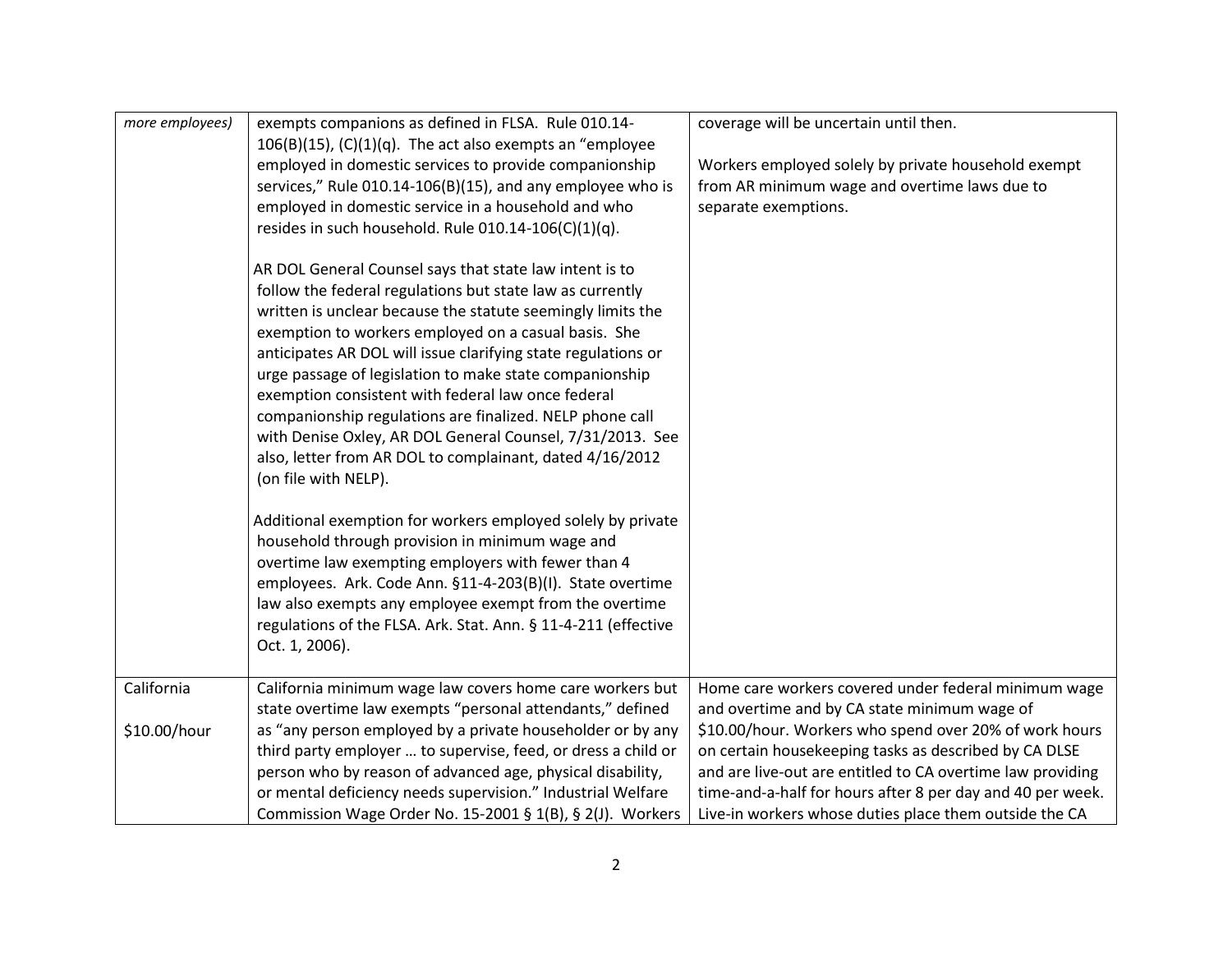| | | |
|---|---|---|
| *more employees)* | exempts companions as defined in FLSA. Rule 010.14-106(B)(15), (C)(1)(q). The act also exempts an "employee employed in domestic services to provide companionship services," Rule 010.14-106(B)(15), and any employee who is employed in domestic service in a household and who resides in such household. Rule 010.14-106(C)(1)(q).<br><br>AR DOL General Counsel says that state law intent is to follow the federal regulations but state law as currently written is unclear because the statute seemingly limits the exemption to workers employed on a casual basis. She anticipates AR DOL will issue clarifying state regulations or urge passage of legislation to make state companionship exemption consistent with federal law once federal companionship regulations are finalized. NELP phone call with Denise Oxley, AR DOL General Counsel, 7/31/2013. See also, letter from AR DOL to complainant, dated 4/16/2012 (on file with NELP).<br><br>Additional exemption for workers employed solely by private household through provision in minimum wage and overtime law exempting employers with fewer than 4 employees. Ark. Code Ann. §11-4-203(B)(I). State overtime law also exempts any employee exempt from the overtime regulations of the FLSA. Ark. Stat. Ann. § 11-4-211 (effective Oct. 1, 2006). | coverage will be uncertain until then.<br><br>Workers employed solely by private household exempt from AR minimum wage and overtime laws due to separate exemptions. |
| California<br><br>$10.00/hour | California minimum wage law covers home care workers but state overtime law exempts "personal attendants," defined as "any person employed by a private householder or by any third party employer … to supervise, feed, or dress a child or person who by reason of advanced age, physical disability, or mental deficiency needs supervision." Industrial Welfare Commission Wage Order No. 15-2001 § 1(B), § 2(J). Workers | Home care workers covered under federal minimum wage and overtime and by CA state minimum wage of $10.00/hour. Workers who spend over 20% of work hours on certain housekeeping tasks as described by CA DLSE and are live-out are entitled to CA overtime law providing time-and-a-half for hours after 8 per day and 40 per week. Live-in workers whose duties place them outside the CA |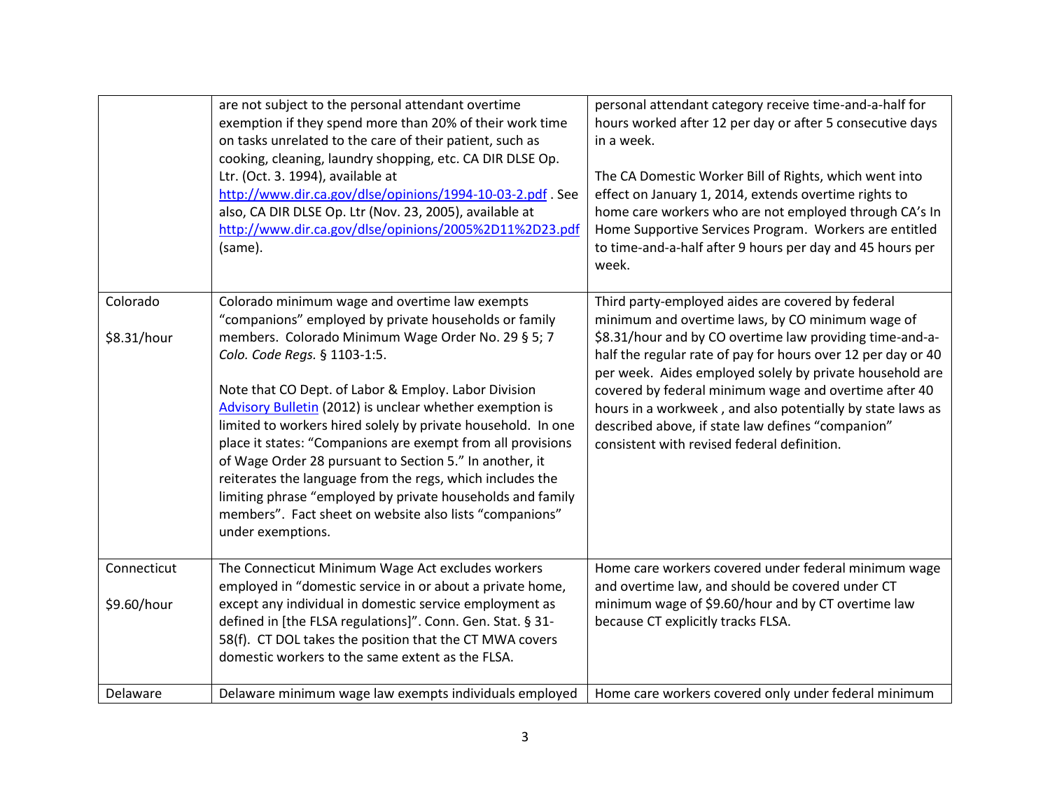| | | |
|---|---|---|
| | are not subject to the personal attendant overtime exemption if they spend more than 20% of their work time on tasks unrelated to the care of their patient, such as cooking, cleaning, laundry shopping, etc. CA DIR DLSE Op. Ltr. (Oct. 3. 1994), available at http://www.dir.ca.gov/dlse/opinions/1994-10-03-2.pdf . See also, CA DIR DLSE Op. Ltr (Nov. 23, 2005), available at http://www.dir.ca.gov/dlse/opinions/2005%2D11%2D23.pdf (same). | personal attendant category receive time-and-a-half for hours worked after 12 per day or after 5 consecutive days in a week.<br><br>The CA Domestic Worker Bill of Rights, which went into effect on January 1, 2014, extends overtime rights to home care workers who are not employed through CA's In Home Supportive Services Program. Workers are entitled to time-and-a-half after 9 hours per day and 45 hours per week. |
| Colorado<br><br>$8.31/hour | Colorado minimum wage and overtime law exempts "companions" employed by private households or family members. Colorado Minimum Wage Order No. 29 § 5; 7 *Colo. Code Regs.* § 1103-1:5.<br><br>Note that CO Dept. of Labor & Employ. Labor Division Advisory Bulletin (2012) is unclear whether exemption is limited to workers hired solely by private household. In one place it states: "Companions are exempt from all provisions of Wage Order 28 pursuant to Section 5." In another, it reiterates the language from the regs, which includes the limiting phrase "employed by private households and family members". Fact sheet on website also lists "companions" under exemptions. | Third party-employed aides are covered by federal minimum and overtime laws, by CO minimum wage of $8.31/hour and by CO overtime law providing time-and-a-half the regular rate of pay for hours over 12 per day or 40 per week. Aides employed solely by private household are covered by federal minimum wage and overtime after 40 hours in a workweek , and also potentially by state laws as described above, if state law defines "companion" consistent with revised federal definition. |
| Connecticut<br><br>$9.60/hour | The Connecticut Minimum Wage Act excludes workers employed in "domestic service in or about a private home, except any individual in domestic service employment as defined in [the FLSA regulations]". Conn. Gen. Stat. § 31-58(f). CT DOL takes the position that the CT MWA covers domestic workers to the same extent as the FLSA. | Home care workers covered under federal minimum wage and overtime law, and should be covered under CT minimum wage of $9.60/hour and by CT overtime law because CT explicitly tracks FLSA. |
| Delaware | Delaware minimum wage law exempts individuals employed | Home care workers covered only under federal minimum |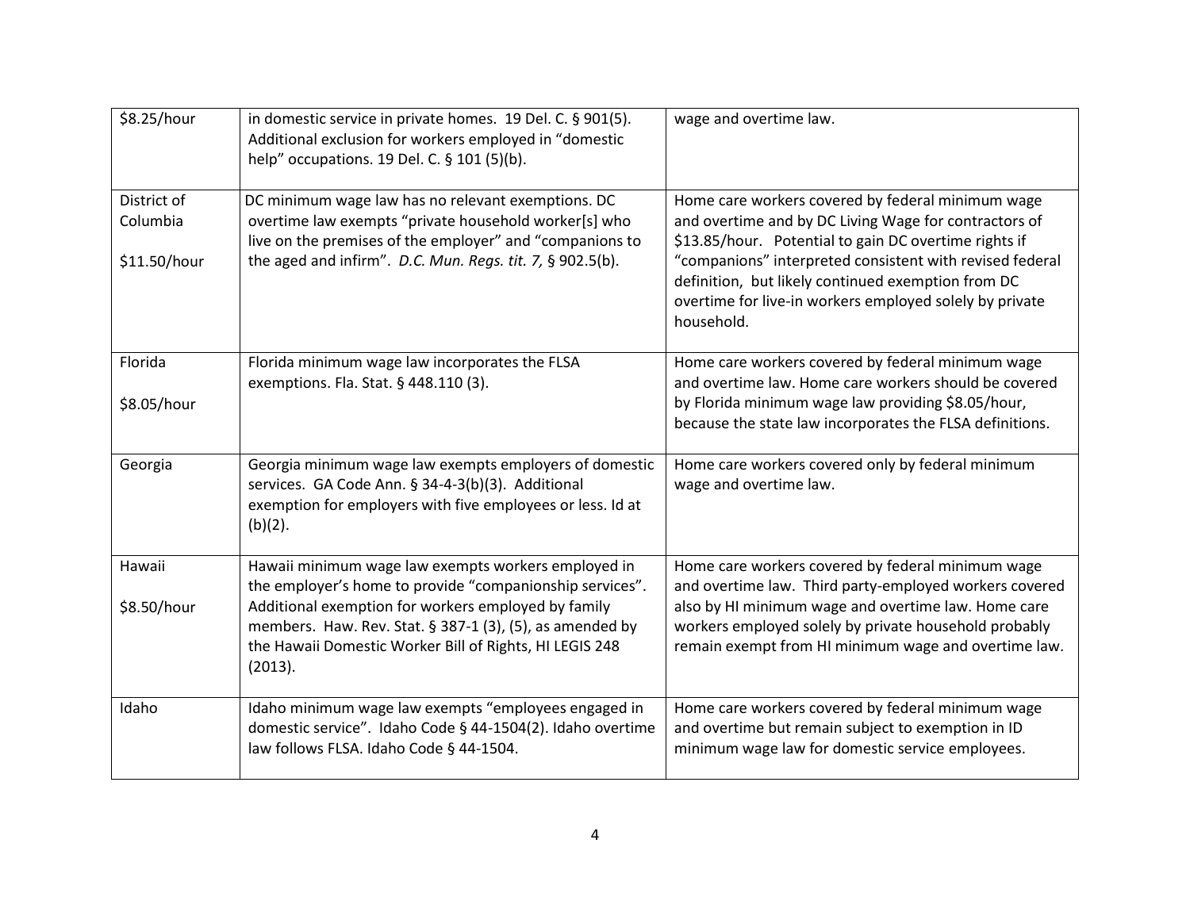| | | |
|---|---|---|
| $8.25/hour | in domestic service in private homes. 19 Del. C. § 901(5). Additional exclusion for workers employed in "domestic help" occupations. 19 Del. C. § 101 (5)(b). | wage and overtime law. |
| District of Columbia<br><br>$11.50/hour | DC minimum wage law has no relevant exemptions. DC overtime law exempts "private household worker[s] who live on the premises of the employer" and "companions to the aged and infirm". *D.C. Mun. Regs. tit. 7,* § 902.5(b). | Home care workers covered by federal minimum wage and overtime and by DC Living Wage for contractors of $13.85/hour. Potential to gain DC overtime rights if "companions" interpreted consistent with revised federal definition, but likely continued exemption from DC overtime for live-in workers employed solely by private household. |
| Florida<br><br>$8.05/hour | Florida minimum wage law incorporates the FLSA exemptions. Fla. Stat. § 448.110 (3). | Home care workers covered by federal minimum wage and overtime law. Home care workers should be covered by Florida minimum wage law providing $8.05/hour, because the state law incorporates the FLSA definitions. |
| Georgia | Georgia minimum wage law exempts employers of domestic services. GA Code Ann. § 34-4-3(b)(3). Additional exemption for employers with five employees or less. Id at (b)(2). | Home care workers covered only by federal minimum wage and overtime law. |
| Hawaii<br><br>$8.50/hour | Hawaii minimum wage law exempts workers employed in the employer's home to provide "companionship services". Additional exemption for workers employed by family members. Haw. Rev. Stat. § 387-1 (3), (5), as amended by the Hawaii Domestic Worker Bill of Rights, HI LEGIS 248 (2013). | Home care workers covered by federal minimum wage and overtime law. Third party-employed workers covered also by HI minimum wage and overtime law. Home care workers employed solely by private household probably remain exempt from HI minimum wage and overtime law. |
| Idaho | Idaho minimum wage law exempts "employees engaged in domestic service". Idaho Code § 44-1504(2). Idaho overtime law follows FLSA. Idaho Code § 44-1504. | Home care workers covered by federal minimum wage and overtime but remain subject to exemption in ID minimum wage law for domestic service employees. |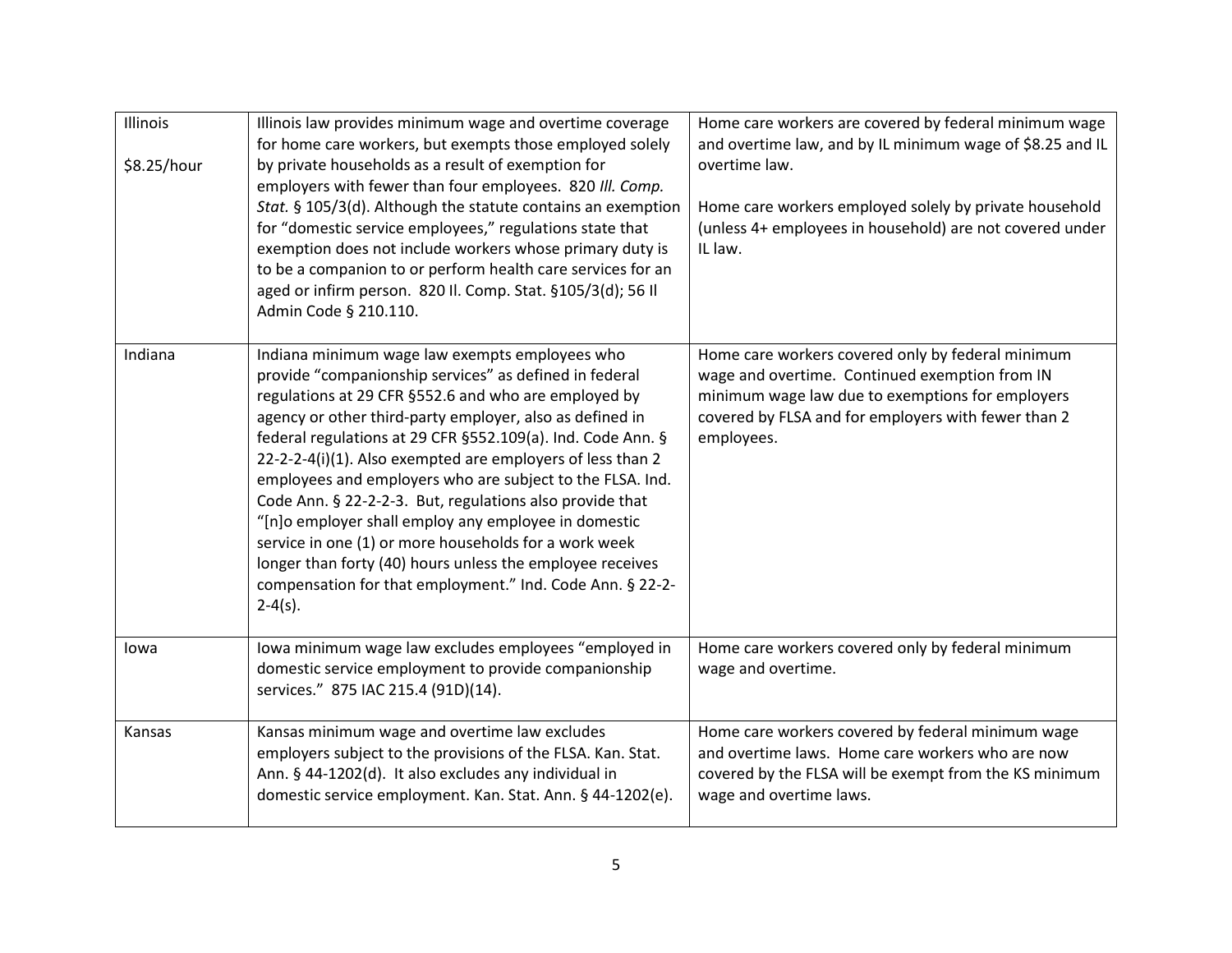| | | |
|---|---|---|
| Illinois<br><br>$8.25/hour | Illinois law provides minimum wage and overtime coverage for home care workers, but exempts those employed solely by private households as a result of exemption for employers with fewer than four employees. 820 *Ill. Comp. Stat.* § 105/3(d). Although the statute contains an exemption for "domestic service employees," regulations state that exemption does not include workers whose primary duty is to be a companion to or perform health care services for an aged or infirm person. 820 Il. Comp. Stat. §105/3(d); 56 Il Admin Code § 210.110. | Home care workers are covered by federal minimum wage and overtime law, and by IL minimum wage of $8.25 and IL overtime law.<br><br>Home care workers employed solely by private household (unless 4+ employees in household) are not covered under IL law. |
| Indiana | Indiana minimum wage law exempts employees who provide "companionship services" as defined in federal regulations at 29 CFR §552.6 and who are employed by agency or other third-party employer, also as defined in federal regulations at 29 CFR §552.109(a). Ind. Code Ann. § 22-2-2-4(i)(1). Also exempted are employers of less than 2 employees and employers who are subject to the FLSA. Ind. Code Ann. § 22-2-2-3. But, regulations also provide that "[n]o employer shall employ any employee in domestic service in one (1) or more households for a work week longer than forty (40) hours unless the employee receives compensation for that employment." Ind. Code Ann. § 22-2-2-4(s). | Home care workers covered only by federal minimum wage and overtime. Continued exemption from IN minimum wage law due to exemptions for employers covered by FLSA and for employers with fewer than 2 employees. |
| Iowa | Iowa minimum wage law excludes employees "employed in domestic service employment to provide companionship services." 875 IAC 215.4 (91D)(14). | Home care workers covered only by federal minimum wage and overtime. |
| Kansas | Kansas minimum wage and overtime law excludes employers subject to the provisions of the FLSA. Kan. Stat. Ann. § 44-1202(d). It also excludes any individual in domestic service employment. Kan. Stat. Ann. § 44-1202(e). | Home care workers covered by federal minimum wage and overtime laws. Home care workers who are now covered by the FLSA will be exempt from the KS minimum wage and overtime laws. |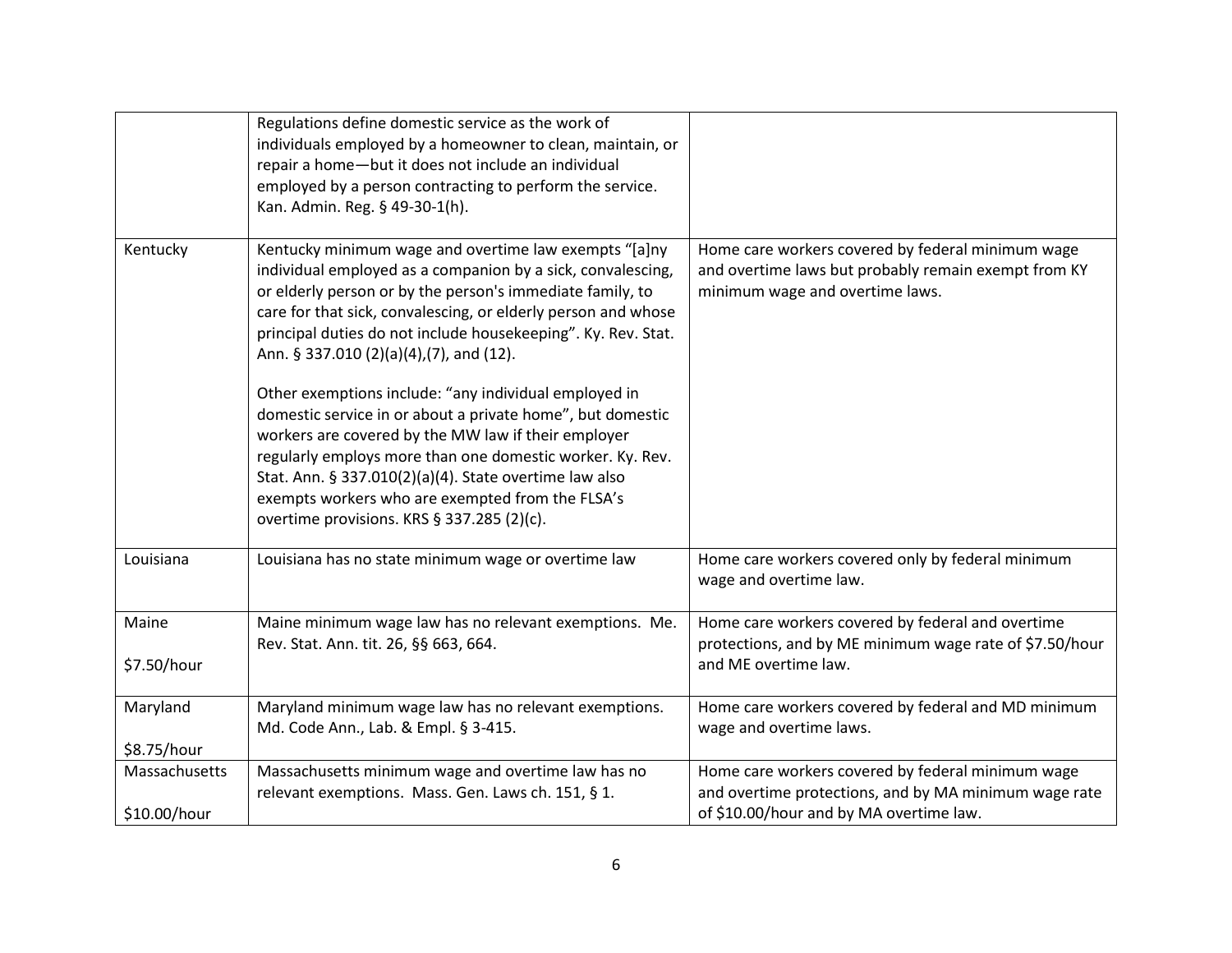| | | |
|---|---|---|
| | Regulations define domestic service as the work of individuals employed by a homeowner to clean, maintain, or repair a home—but it does not include an individual employed by a person contracting to perform the service. Kan. Admin. Reg. § 49-30-1(h). | |
| Kentucky | Kentucky minimum wage and overtime law exempts "[a]ny individual employed as a companion by a sick, convalescing, or elderly person or by the person's immediate family, to care for that sick, convalescing, or elderly person and whose principal duties do not include housekeeping". Ky. Rev. Stat. Ann. § 337.010 (2)(a)(4),(7), and (12).<br><br>Other exemptions include: "any individual employed in domestic service in or about a private home", but domestic workers are covered by the MW law if their employer regularly employs more than one domestic worker. Ky. Rev. Stat. Ann. § 337.010(2)(a)(4). State overtime law also exempts workers who are exempted from the FLSA's overtime provisions. KRS § 337.285 (2)(c). | Home care workers covered by federal minimum wage and overtime laws but probably remain exempt from KY minimum wage and overtime laws. |
| Louisiana | Louisiana has no state minimum wage or overtime law | Home care workers covered only by federal minimum wage and overtime law. |
| Maine<br><br>$7.50/hour | Maine minimum wage law has no relevant exemptions. Me. Rev. Stat. Ann. tit. 26, §§ 663, 664. | Home care workers covered by federal and overtime protections, and by ME minimum wage rate of $7.50/hour and ME overtime law. |
| Maryland<br><br>$8.75/hour | Maryland minimum wage law has no relevant exemptions. Md. Code Ann., Lab. & Empl. § 3-415. | Home care workers covered by federal and MD minimum wage and overtime laws. |
| Massachusetts<br><br>$10.00/hour | Massachusetts minimum wage and overtime law has no relevant exemptions. Mass. Gen. Laws ch. 151, § 1. | Home care workers covered by federal minimum wage and overtime protections, and by MA minimum wage rate of $10.00/hour and by MA overtime law. |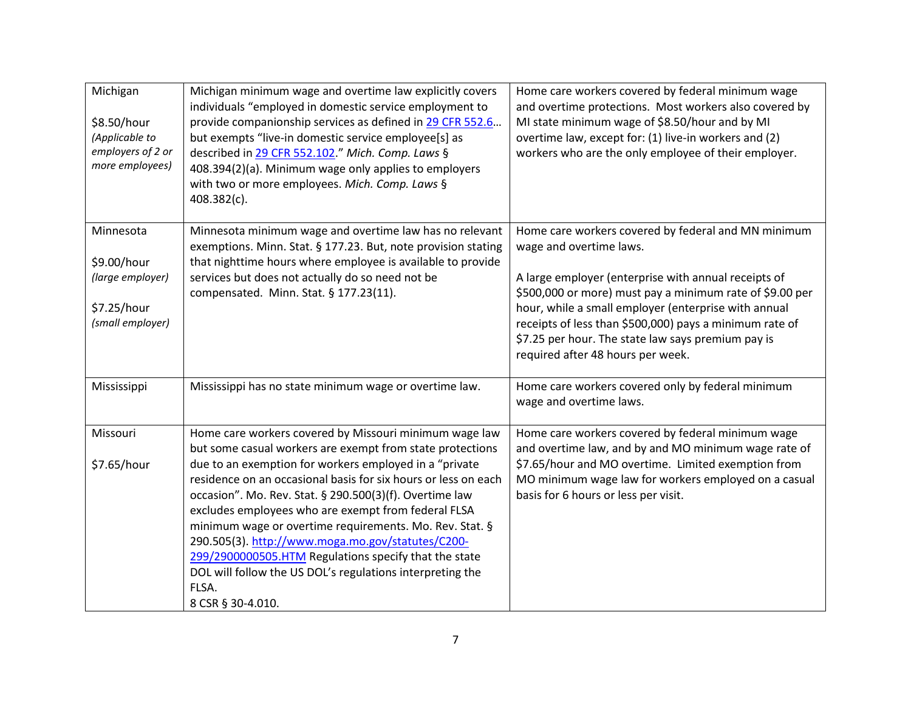| | | |
|---|---|---|
| Michigan<br><br>$8.50/hour<br>*(Applicable to employers of 2 or more employees)* | Michigan minimum wage and overtime law explicitly covers individuals "employed in domestic service employment to provide companionship services as defined in [29 CFR 552.6](29 CFR 552.6)… but exempts "live-in domestic service employee[s] as described in [29 CFR 552.102](29 CFR 552.102)." *Mich. Comp. Laws* § 408.394(2)(a). Minimum wage only applies to employers with two or more employees. *Mich. Comp. Laws* § 408.382(c). | Home care workers covered by federal minimum wage and overtime protections. Most workers also covered by MI state minimum wage of $8.50/hour and by MI overtime law, except for: (1) live-in workers and (2) workers who are the only employee of their employer. |
| Minnesota<br><br>$9.00/hour<br>*(large employer)*<br><br>$7.25/hour<br>*(small employer)* | Minnesota minimum wage and overtime law has no relevant exemptions. Minn. Stat. § 177.23. But, note provision stating that nighttime hours where employee is available to provide services but does not actually do so need not be compensated. Minn. Stat. § 177.23(11). | Home care workers covered by federal and MN minimum wage and overtime laws.<br><br>A large employer (enterprise with annual receipts of $500,000 or more) must pay a minimum rate of $9.00 per hour, while a small employer (enterprise with annual receipts of less than $500,000) pays a minimum rate of $7.25 per hour. The state law says premium pay is required after 48 hours per week. |
| Mississippi | Mississippi has no state minimum wage or overtime law. | Home care workers covered only by federal minimum wage and overtime laws. |
| Missouri<br><br>$7.65/hour | Home care workers covered by Missouri minimum wage law but some casual workers are exempt from state protections due to an exemption for workers employed in a "private residence on an occasional basis for six hours or less on each occasion". Mo. Rev. Stat. § 290.500(3)(f). Overtime law excludes employees who are exempt from federal FLSA minimum wage or overtime requirements. Mo. Rev. Stat. § 290.505(3). [http://www.moga.mo.gov/statutes/C200-299/2900000505.HTM](http://www.moga.mo.gov/statutes/C200-299/2900000505.HTM) Regulations specify that the state DOL will follow the US DOL's regulations interpreting the FLSA.<br>8 CSR § 30-4.010. | Home care workers covered by federal minimum wage and overtime law, and by and MO minimum wage rate of $7.65/hour and MO overtime. Limited exemption from MO minimum wage law for workers employed on a casual basis for 6 hours or less per visit. |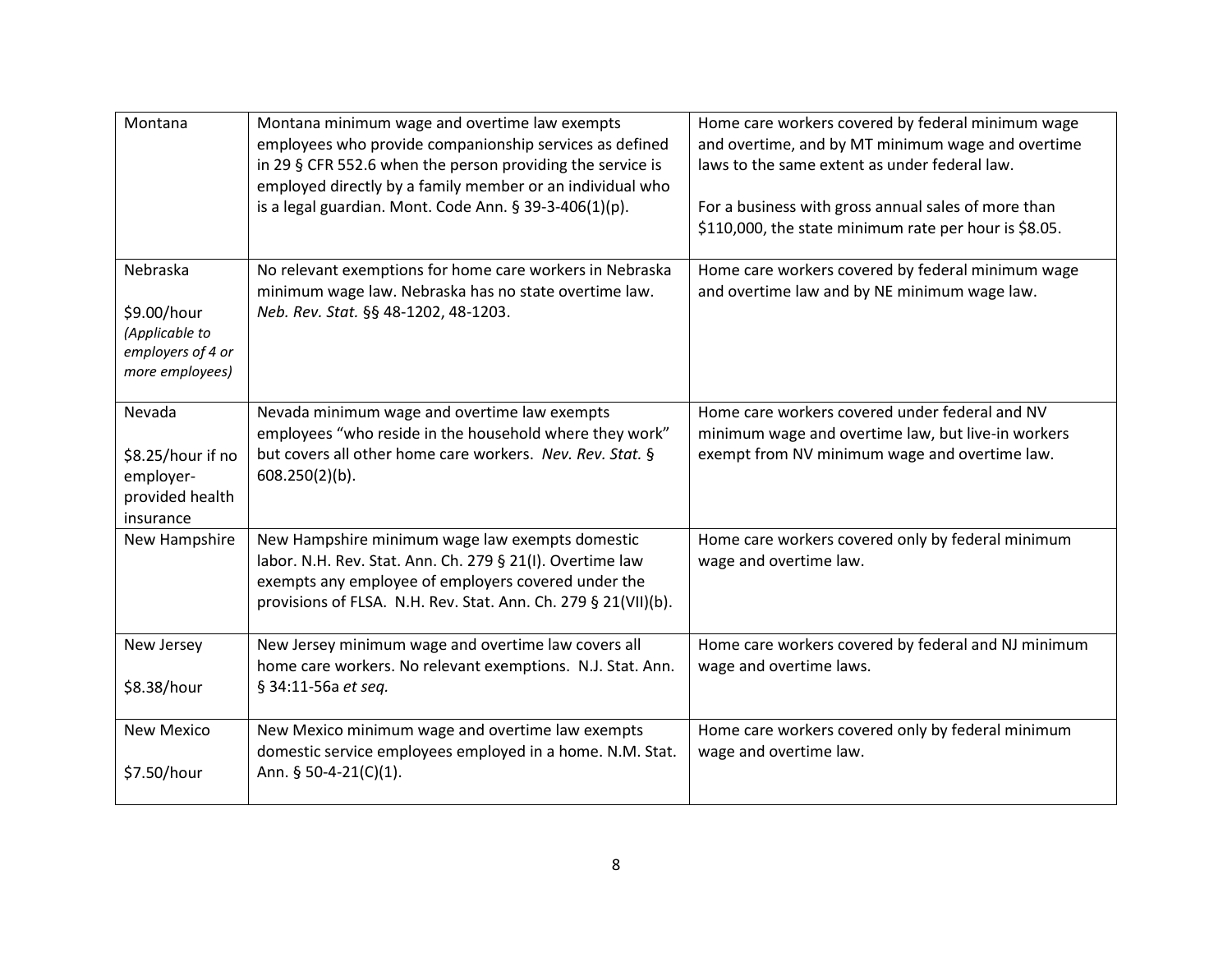| | | |
|---|---|---|
| Montana | Montana minimum wage and overtime law exempts employees who provide companionship services as defined in 29 § CFR 552.6 when the person providing the service is employed directly by a family member or an individual who is a legal guardian. Mont. Code Ann. § 39-3-406(1)(p). | Home care workers covered by federal minimum wage and overtime, and by MT minimum wage and overtime laws to the same extent as under federal law.<br><br>For a business with gross annual sales of more than $110,000, the state minimum rate per hour is $8.05. |
| Nebraska<br><br>$9.00/hour<br>*(Applicable to employers of 4 or more employees)* | No relevant exemptions for home care workers in Nebraska minimum wage law. Nebraska has no state overtime law. *Neb. Rev. Stat.* §§ 48-1202, 48-1203. | Home care workers covered by federal minimum wage and overtime law and by NE minimum wage law. |
| Nevada<br><br>$8.25/hour if no employer-provided health insurance | Nevada minimum wage and overtime law exempts employees "who reside in the household where they work" but covers all other home care workers. *Nev. Rev. Stat.* § 608.250(2)(b). | Home care workers covered under federal and NV minimum wage and overtime law, but live-in workers exempt from NV minimum wage and overtime law. |
| New Hampshire | New Hampshire minimum wage law exempts domestic labor. N.H. Rev. Stat. Ann. Ch. 279 § 21(I). Overtime law exempts any employee of employers covered under the provisions of FLSA. N.H. Rev. Stat. Ann. Ch. 279 § 21(VII)(b). | Home care workers covered only by federal minimum wage and overtime law. |
| New Jersey<br><br>$8.38/hour | New Jersey minimum wage and overtime law covers all home care workers. No relevant exemptions. N.J. Stat. Ann. § 34:11-56a *et seq.* | Home care workers covered by federal and NJ minimum wage and overtime laws. |
| New Mexico<br><br>$7.50/hour | New Mexico minimum wage and overtime law exempts domestic service employees employed in a home. N.M. Stat. Ann. § 50-4-21(C)(1). | Home care workers covered only by federal minimum wage and overtime law. |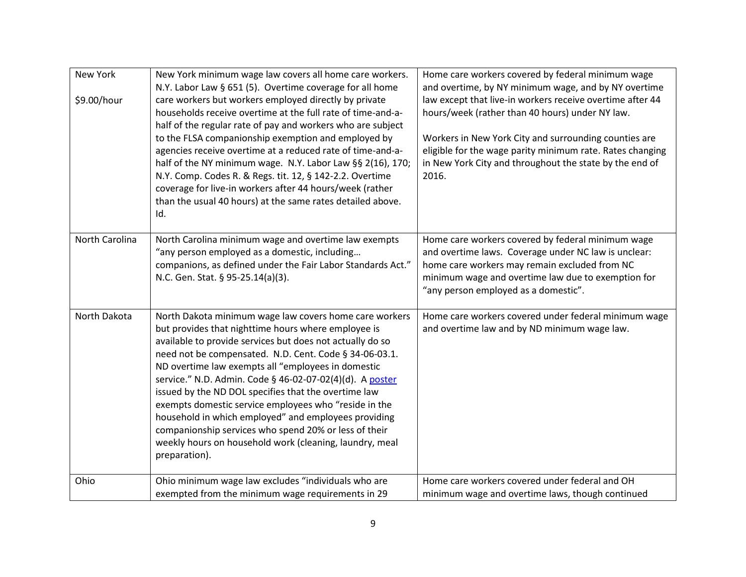| | | |
|---|---|---|
| New York<br><br>$9.00/hour | New York minimum wage law covers all home care workers. N.Y. Labor Law § 651 (5). Overtime coverage for all home care workers but workers employed directly by private households receive overtime at the full rate of time-and-a-half of the regular rate of pay and workers who are subject to the FLSA companionship exemption and employed by agencies receive overtime at a reduced rate of time-and-a-half of the NY minimum wage. N.Y. Labor Law §§ 2(16), 170; N.Y. Comp. Codes R. & Regs. tit. 12, § 142-2.2. Overtime coverage for live-in workers after 44 hours/week (rather than the usual 40 hours) at the same rates detailed above. Id. | Home care workers covered by federal minimum wage and overtime, by NY minimum wage, and by NY overtime law except that live-in workers receive overtime after 44 hours/week (rather than 40 hours) under NY law.<br><br>Workers in New York City and surrounding counties are eligible for the wage parity minimum rate. Rates changing in New York City and throughout the state by the end of 2016. |
| North Carolina | North Carolina minimum wage and overtime law exempts "any person employed as a domestic, including… companions, as defined under the Fair Labor Standards Act." N.C. Gen. Stat. § 95-25.14(a)(3). | Home care workers covered by federal minimum wage and overtime laws. Coverage under NC law is unclear: home care workers may remain excluded from NC minimum wage and overtime law due to exemption for "any person employed as a domestic". |
| North Dakota | North Dakota minimum wage law covers home care workers but provides that nighttime hours where employee is available to provide services but does not actually do so need not be compensated. N.D. Cent. Code § 34-06-03.1. ND overtime law exempts all "employees in domestic service." N.D. Admin. Code § 46-02-07-02(4)(d). A poster issued by the ND DOL specifies that the overtime law exempts domestic service employees who "reside in the household in which employed" and employees providing companionship services who spend 20% or less of their weekly hours on household work (cleaning, laundry, meal preparation). | Home care workers covered under federal minimum wage and overtime law and by ND minimum wage law. |
| Ohio | Ohio minimum wage law excludes "individuals who are exempted from the minimum wage requirements in 29 | Home care workers covered under federal and OH minimum wage and overtime laws, though continued |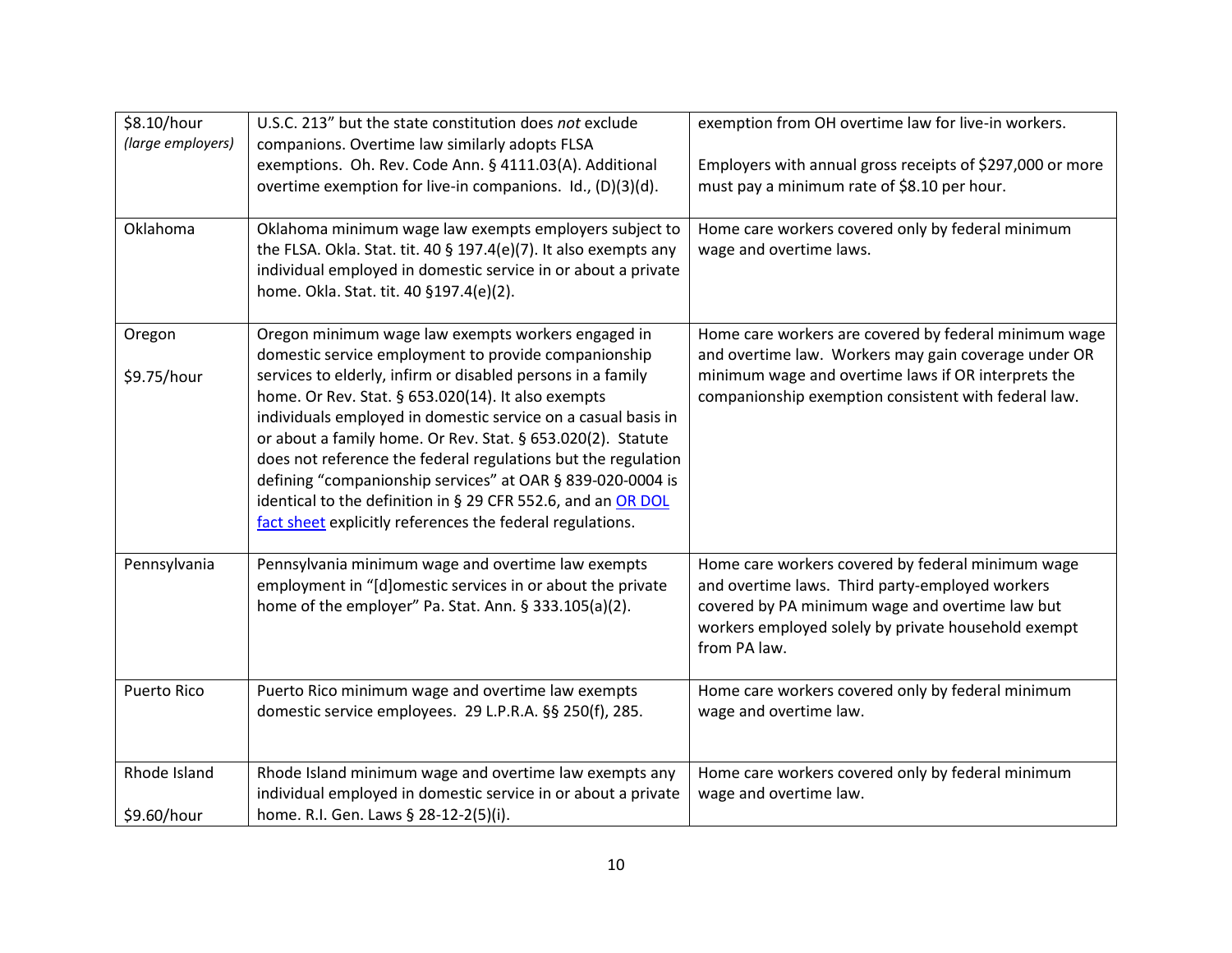| | | |
|---|---|---|
| $8.10/hour *(large employers)* | U.S.C. 213" but the state constitution does *not* exclude companions. Overtime law similarly adopts FLSA exemptions. Oh. Rev. Code Ann. § 4111.03(A). Additional overtime exemption for live-in companions. Id., (D)(3)(d). | exemption from OH overtime law for live-in workers.<br><br>Employers with annual gross receipts of $297,000 or more must pay a minimum rate of $8.10 per hour. |
| Oklahoma | Oklahoma minimum wage law exempts employers subject to the FLSA. Okla. Stat. tit. 40 § 197.4(e)(7). It also exempts any individual employed in domestic service in or about a private home. Okla. Stat. tit. 40 §197.4(e)(2). | Home care workers covered only by federal minimum wage and overtime laws. |
| Oregon<br><br>$9.75/hour | Oregon minimum wage law exempts workers engaged in domestic service employment to provide companionship services to elderly, infirm or disabled persons in a family home. Or Rev. Stat. § 653.020(14). It also exempts individuals employed in domestic service on a casual basis in or about a family home. Or Rev. Stat. § 653.020(2). Statute does not reference the federal regulations but the regulation defining "companionship services" at OAR § 839-020-0004 is identical to the definition in § 29 CFR 552.6, and an OR DOL fact sheet explicitly references the federal regulations. | Home care workers are covered by federal minimum wage and overtime law. Workers may gain coverage under OR minimum wage and overtime laws if OR interprets the companionship exemption consistent with federal law. |
| Pennsylvania | Pennsylvania minimum wage and overtime law exempts employment in "[d]omestic services in or about the private home of the employer" Pa. Stat. Ann. § 333.105(a)(2). | Home care workers covered by federal minimum wage and overtime laws. Third party-employed workers covered by PA minimum wage and overtime law but workers employed solely by private household exempt from PA law. |
| Puerto Rico | Puerto Rico minimum wage and overtime law exempts domestic service employees. 29 L.P.R.A. §§ 250(f), 285. | Home care workers covered only by federal minimum wage and overtime law. |
| Rhode Island<br><br>$9.60/hour | Rhode Island minimum wage and overtime law exempts any individual employed in domestic service in or about a private home. R.I. Gen. Laws § 28-12-2(5)(i). | Home care workers covered only by federal minimum wage and overtime law. |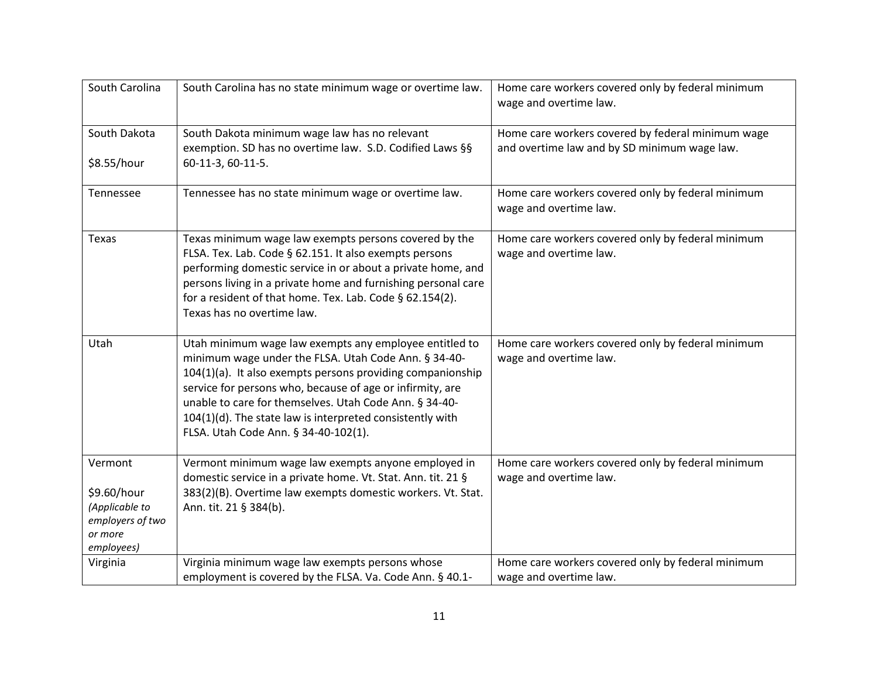| | | |
|---|---|---|
| South Carolina | South Carolina has no state minimum wage or overtime law. | Home care workers covered only by federal minimum wage and overtime law. |
| South Dakota<br><br>$8.55/hour | South Dakota minimum wage law has no relevant exemption. SD has no overtime law. S.D. Codified Laws §§ 60-11-3, 60-11-5. | Home care workers covered by federal minimum wage and overtime law and by SD minimum wage law. |
| Tennessee | Tennessee has no state minimum wage or overtime law. | Home care workers covered only by federal minimum wage and overtime law. |
| Texas | Texas minimum wage law exempts persons covered by the FLSA. Tex. Lab. Code § 62.151. It also exempts persons performing domestic service in or about a private home, and persons living in a private home and furnishing personal care for a resident of that home. Tex. Lab. Code § 62.154(2). Texas has no overtime law. | Home care workers covered only by federal minimum wage and overtime law. |
| Utah | Utah minimum wage law exempts any employee entitled to minimum wage under the FLSA. Utah Code Ann. § 34-40-104(1)(a). It also exempts persons providing companionship service for persons who, because of age or infirmity, are unable to care for themselves. Utah Code Ann. § 34-40-104(1)(d). The state law is interpreted consistently with FLSA. Utah Code Ann. § 34-40-102(1). | Home care workers covered only by federal minimum wage and overtime law. |
| Vermont<br><br>$9.60/hour<br>*(Applicable to employers of two or more employees)* | Vermont minimum wage law exempts anyone employed in domestic service in a private home. Vt. Stat. Ann. tit. 21 § 383(2)(B). Overtime law exempts domestic workers. Vt. Stat. Ann. tit. 21 § 384(b). | Home care workers covered only by federal minimum wage and overtime law. |
| Virginia | Virginia minimum wage law exempts persons whose employment is covered by the FLSA. Va. Code Ann. § 40.1- | Home care workers covered only by federal minimum wage and overtime law. |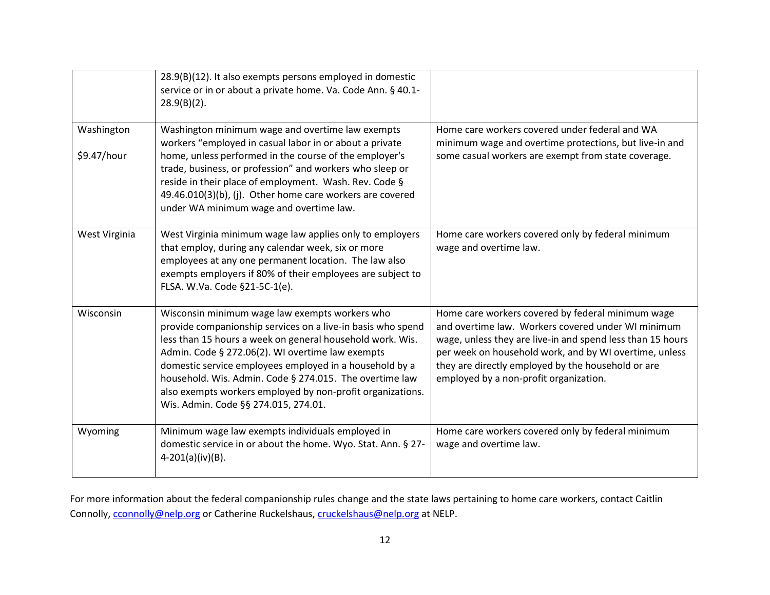| | | |
|---|---|---|
| | 28.9(B)(12). It also exempts persons employed in domestic service or in or about a private home. Va. Code Ann. § 40.1-28.9(B)(2). | |
| Washington<br><br>$9.47/hour | Washington minimum wage and overtime law exempts workers "employed in casual labor in or about a private home, unless performed in the course of the employer's trade, business, or profession" and workers who sleep or reside in their place of employment. Wash. Rev. Code § 49.46.010(3)(b), (j). Other home care workers are covered under WA minimum wage and overtime law. | Home care workers covered under federal and WA minimum wage and overtime protections, but live-in and some casual workers are exempt from state coverage. |
| West Virginia | West Virginia minimum wage law applies only to employers that employ, during any calendar week, six or more employees at any one permanent location. The law also exempts employers if 80% of their employees are subject to FLSA. W.Va. Code §21-5C-1(e). | Home care workers covered only by federal minimum wage and overtime law. |
| Wisconsin | Wisconsin minimum wage law exempts workers who provide companionship services on a live-in basis who spend less than 15 hours a week on general household work. Wis. Admin. Code § 272.06(2). WI overtime law exempts domestic service employees employed in a household by a household. Wis. Admin. Code § 274.015. The overtime law also exempts workers employed by non-profit organizations. Wis. Admin. Code §§ 274.015, 274.01. | Home care workers covered by federal minimum wage and overtime law. Workers covered under WI minimum wage, unless they are live-in and spend less than 15 hours per week on household work, and by WI overtime, unless they are directly employed by the household or are employed by a non-profit organization. |
| Wyoming | Minimum wage law exempts individuals employed in domestic service in or about the home. Wyo. Stat. Ann. § 27-4-201(a)(iv)(B). | Home care workers covered only by federal minimum wage and overtime law. |

For more information about the federal companionship rules change and the state laws pertaining to home care workers, contact Caitlin Connolly, cconnolly@nelp.org or Catherine Ruckelshaus, cruckelshaus@nelp.org at NELP.